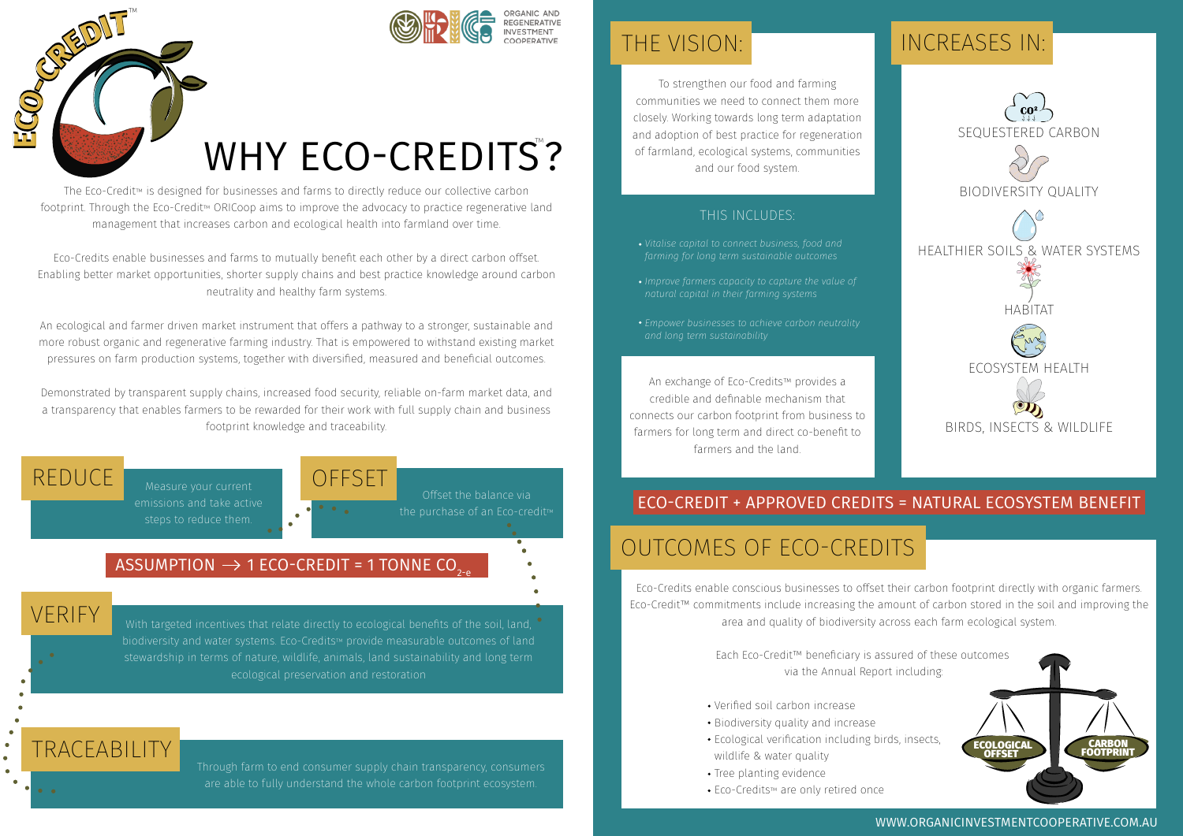ECO-CREDIT™

ORGANIC AND REGENERATIVE INVESTMENT COOPERATIVE

# WHY ECO-CREDITS™?

The Eco-Credit™ is designed for businesses and farms to directly reduce our collective carbon footprint. Through the Eco-Credit™ ORICoop aims to improve the advocacy to practice regenerative land management that increases carbon and ecological health into farmland over time.

Eco-Credits enable businesses and farms to mutually benefit each other by a direct carbon offset. Enabling better market opportunities, shorter supply chains and best practice knowledge around carbon neutrality and healthy farm systems.

An ecological and farmer driven market instrument that offers a pathway to a stronger, sustainable and more robust organic and regenerative farming industry. That is empowered to withstand existing market pressures on farm production systems, together with diversified, measured and beneficial outcomes.

Demonstrated by transparent supply chains, increased food security, reliable on-farm market data, and a transparency that enables farmers to be rewarded for their work with full supply chain and business footprint knowledge and traceability.

## REDUCE

Measure your current emissions and take active steps to reduce them.

## OFFSET

Offset the balance via the purchase of an Eco-credit™

**ASSUMPTION → 1 ECO-CREDIT = 1 TONNE $CO_{2\text{-}e}$**

## VERIFY

With targeted incentives that relate directly to ecological benefits of the soil, land, biodiversity and water systems. Eco-Credits™ provide measurable outcomes of land stewardship in terms of nature, wildlife, animals, land sustainability and long term ecological preservation and restoration.

## TRACEABILITY

Through farm to end consumer supply chain transparency, consumers are able to fully understand the whole carbon footprint ecosystem.

## THE VISION:

To strengthen our food and farming communities we need to connect them more closely. Working towards long term adaptation and adoption of best practice for regeneration of farmland, ecological systems, communities and our food system.

### THIS INCLUDES:

- *Vitalise capital to connect business, food and farming for long term sustainable outcomes*
- *Improve farmers capacity to capture the value of natural capital in their farming systems*
- *Empower businesses to achieve carbon neutrality and long term sustainability*

An exchange of Eco-Credits™ provides a credible and definable mechanism that connects our carbon footprint from business to farmers for long term and direct co-benefit to farmers and the land.

## INCREASES IN:

- SEQUESTERED CARBON
- BIODIVERSITY QUALITY
- HEALTHIER SOILS & WATER SYSTEMS
- HABITAT
- ECOSYSTEM HEALTH
- BIRDS, INSECTS & WILDLIFE

**ECO-CREDIT + APPROVED CREDITS = NATURAL ECOSYSTEM BENEFIT**

## OUTCOMES OF ECO-CREDITS

Eco-Credits enable conscious businesses to offset their carbon footprint directly with organic farmers. Eco-Credit™ commitments include increasing the amount of carbon stored in the soil and improving the area and quality of biodiversity across each farm ecological system.

Each Eco-Credit™ beneficiary is assured of these outcomes via the Annual Report including:

- Verified soil carbon increase
- Biodiversity quality and increase
- Ecological verification including birds, insects, wildlife & water quality
- Tree planting evidence
- Eco-Credits™ are only retired once

ECOLOGICAL OFFSET | CARBON FOOTPRINT

WWW.ORGANICINVESTMENTCOOPERATIVE.COM.AU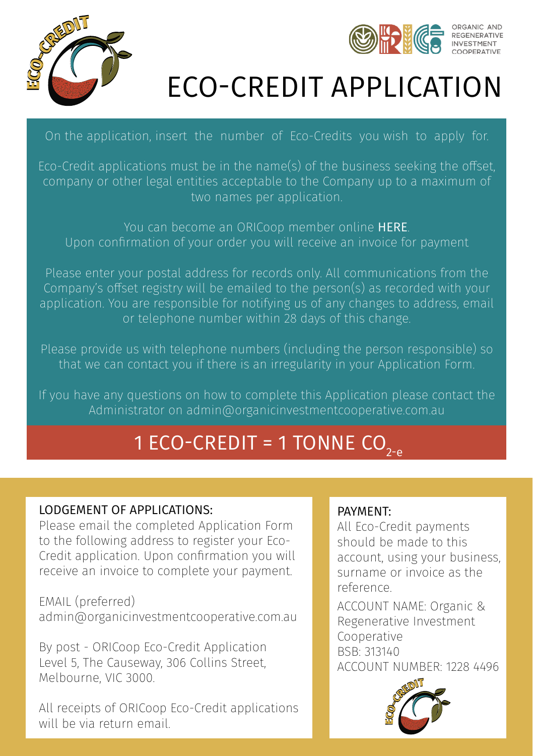ORGANIC AND REGENERATIVE INVESTMENT COOPERATIVE

# ECO-CREDIT APPLICATION

On the application, insert the number of Eco-Credits you wish to apply for.

Eco-Credit applications must be in the name(s) of the business seeking the offset, company or other legal entities acceptable to the Company up to a maximum of two names per application.

You can become an ORICoop member online HERE.
Upon confirmation of your order you will receive an invoice for payment

Please enter your postal address for records only. All communications from the Company's offset registry will be emailed to the person(s) as recorded with your application. You are responsible for notifying us of any changes to address, email or telephone number within 28 days of this change.

Please provide us with telephone numbers (including the person responsible) so that we can contact you if there is an irregularity in your Application Form.

If you have any questions on how to complete this Application please contact the Administrator on admin@organicinvestmentcooperative.com.au

## 1 ECO-CREDIT = 1 TONNE $CO_{2\text{-}e}$

### LODGEMENT OF APPLICATIONS:

Please email the completed Application Form to the following address to register your Eco-Credit application. Upon confirmation you will receive an invoice to complete your payment.

EMAIL (preferred)
admin@organicinvestmentcooperative.com.au

By post - ORICoop Eco-Credit Application
Level 5, The Causeway, 306 Collins Street, Melbourne, VIC 3000.

All receipts of ORICoop Eco-Credit applications will be via return email.

### PAYMENT:

All Eco-Credit payments should be made to this account, using your business, surname or invoice as the reference.

ACCOUNT NAME: Organic & Regenerative Investment Cooperative
BSB: 313140
ACCOUNT NUMBER: 1228 4496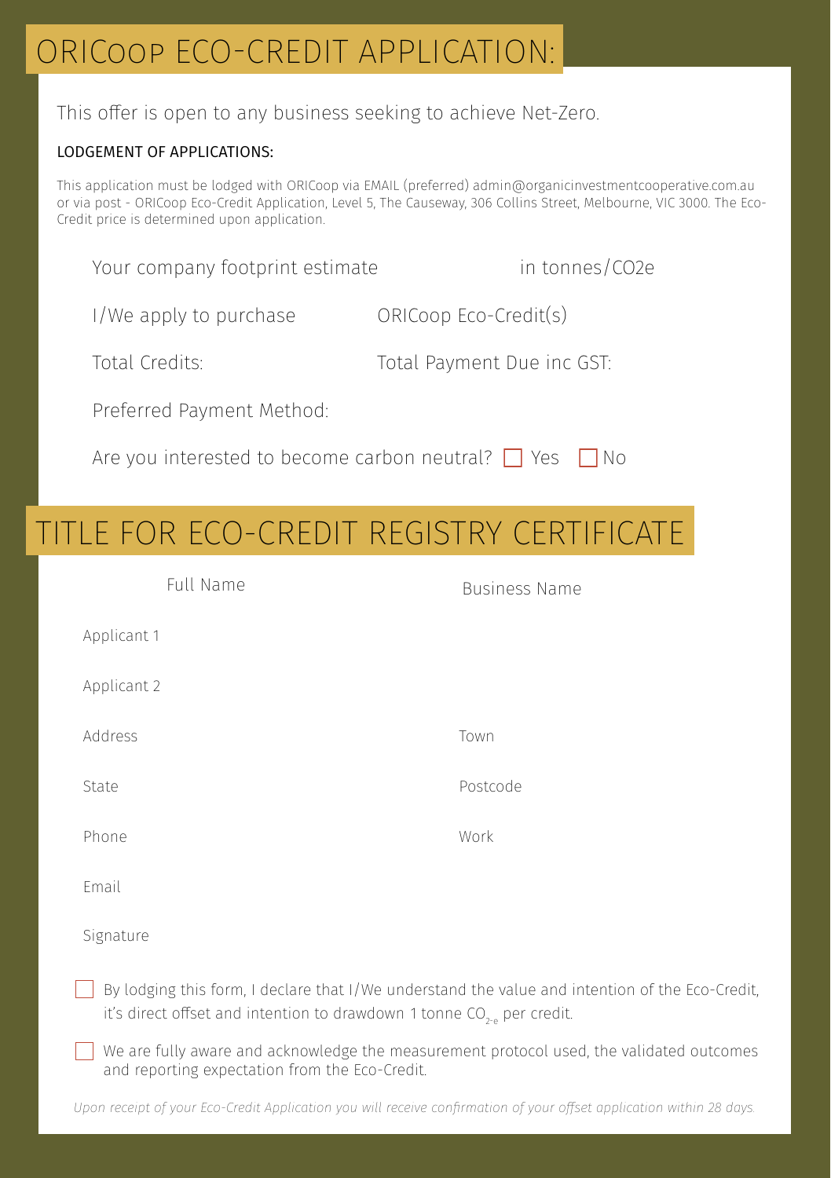# ORICoop ECO-CREDIT APPLICATION:

This offer is open to any business seeking to achieve Net-Zero.

### LODGEMENT OF APPLICATIONS:

This application must be lodged with ORICoop via EMAIL (preferred) admin@organicinvestmentcooperative.com.au or via post - ORICoop Eco-Credit Application, Level 5, The Causeway, 306 Collins Street, Melbourne, VIC 3000. The Eco-Credit price is determined upon application.

Your company footprint estimate in tonnes/CO2e

I/We apply to purchase ORICoop Eco-Credit(s)

Total Credits: Total Payment Due inc GST:

Preferred Payment Method:

Are you interested to become carbon neutral? ☐ Yes ☐ No

# TITLE FOR ECO-CREDIT REGISTRY CERTIFICATE

| | Full Name | | Business Name |
|---|---|---|---|
| Applicant 1 | | | |
| Applicant 2 | | | |
| Address | | Town | |
| State | | Postcode | |
| Phone | | Work | |
| Email | | | |
| Signature | | | |

☐ By lodging this form, I declare that I/We understand the value and intention of the Eco-Credit, it's direct offset and intention to drawdown 1 tonne $CO_{2-e}$ per credit.

☐ We are fully aware and acknowledge the measurement protocol used, the validated outcomes and reporting expectation from the Eco-Credit.

*Upon receipt of your Eco-Credit Application you will receive confirmation of your offset application within 28 days.*